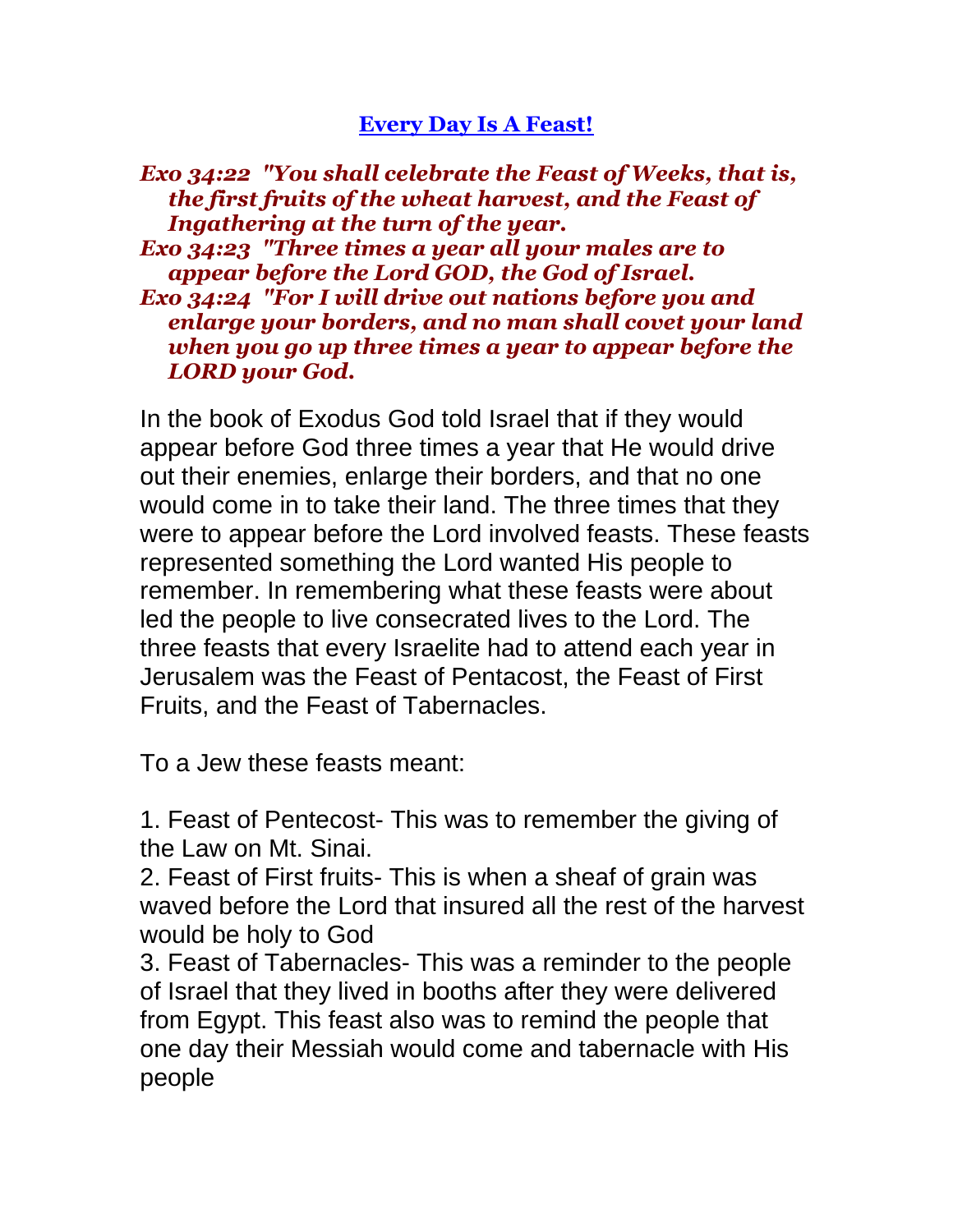# Every Day Is A Feast!

***Exo 34:22 "You shall celebrate the Feast of Weeks, that is, the first fruits of the wheat harvest, and the Feast of Ingathering at the turn of the year.***
***Exo 34:23 "Three times a year all your males are to appear before the Lord GOD, the God of Israel.***
***Exo 34:24 "For I will drive out nations before you and enlarge your borders, and no man shall covet your land when you go up three times a year to appear before the LORD your God.***

In the book of Exodus God told Israel that if they would appear before God three times a year that He would drive out their enemies, enlarge their borders, and that no one would come in to take their land. The three times that they were to appear before the Lord involved feasts. These feasts represented something the Lord wanted His people to remember. In remembering what these feasts were about led the people to live consecrated lives to the Lord. The three feasts that every Israelite had to attend each year in Jerusalem was the Feast of Pentacost, the Feast of First Fruits, and the Feast of Tabernacles.

To a Jew these feasts meant:

1. Feast of Pentecost- This was to remember the giving of the Law on Mt. Sinai.
2. Feast of First fruits- This is when a sheaf of grain was waved before the Lord that insured all the rest of the harvest would be holy to God
3. Feast of Tabernacles- This was a reminder to the people of Israel that they lived in booths after they were delivered from Egypt. This feast also was to remind the people that one day their Messiah would come and tabernacle with His people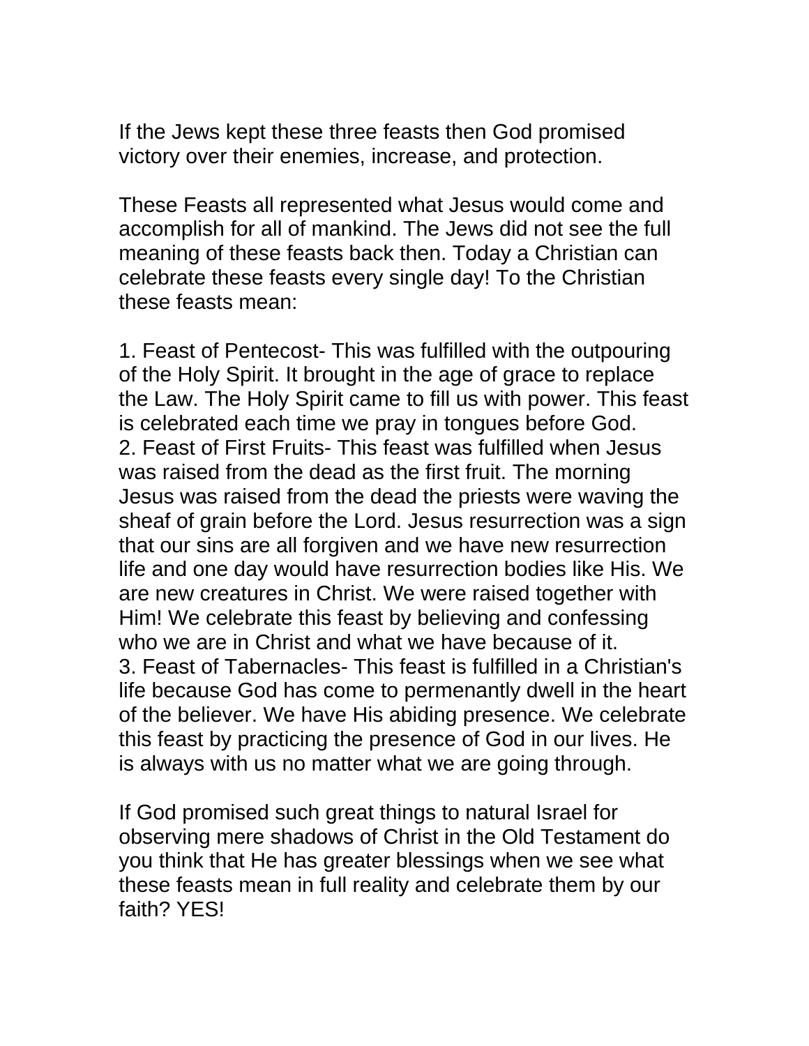If the Jews kept these three feasts then God promised victory over their enemies, increase, and protection.

These Feasts all represented what Jesus would come and accomplish for all of mankind. The Jews did not see the full meaning of these feasts back then. Today a Christian can celebrate these feasts every single day! To the Christian these feasts mean:

1. Feast of Pentecost- This was fulfilled with the outpouring of the Holy Spirit. It brought in the age of grace to replace the Law. The Holy Spirit came to fill us with power. This feast is celebrated each time we pray in tongues before God.
2. Feast of First Fruits- This feast was fulfilled when Jesus was raised from the dead as the first fruit. The morning Jesus was raised from the dead the priests were waving the sheaf of grain before the Lord. Jesus resurrection was a sign that our sins are all forgiven and we have new resurrection life and one day would have resurrection bodies like His. We are new creatures in Christ. We were raised together with Him! We celebrate this feast by believing and confessing who we are in Christ and what we have because of it.
3. Feast of Tabernacles- This feast is fulfilled in a Christian's life because God has come to permenantly dwell in the heart of the believer. We have His abiding presence. We celebrate this feast by practicing the presence of God in our lives. He is always with us no matter what we are going through.

If God promised such great things to natural Israel for observing mere shadows of Christ in the Old Testament do you think that He has greater blessings when we see what these feasts mean in full reality and celebrate them by our faith? YES!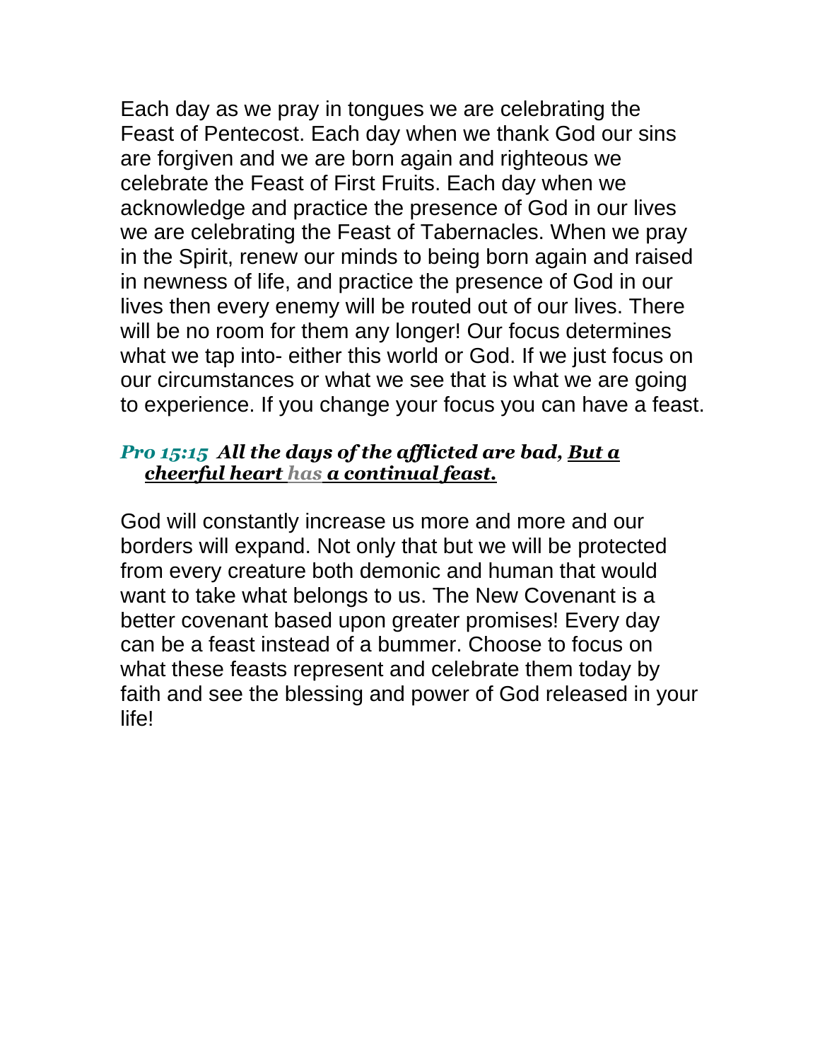Each day as we pray in tongues we are celebrating the Feast of Pentecost. Each day when we thank God our sins are forgiven and we are born again and righteous we celebrate the Feast of First Fruits. Each day when we acknowledge and practice the presence of God in our lives we are celebrating the Feast of Tabernacles. When we pray in the Spirit, renew our minds to being born again and raised in newness of life, and practice the presence of God in our lives then every enemy will be routed out of our lives. There will be no room for them any longer! Our focus determines what we tap into- either this world or God. If we just focus on our circumstances or what we see that is what we are going to experience. If you change your focus you can have a feast.

***Pro 15:15 All the days of the afflicted are bad, <u>But a cheerful heart has a continual feast.</u>***

God will constantly increase us more and more and our borders will expand. Not only that but we will be protected from every creature both demonic and human that would want to take what belongs to us. The New Covenant is a better covenant based upon greater promises! Every day can be a feast instead of a bummer. Choose to focus on what these feasts represent and celebrate them today by faith and see the blessing and power of God released in your life!